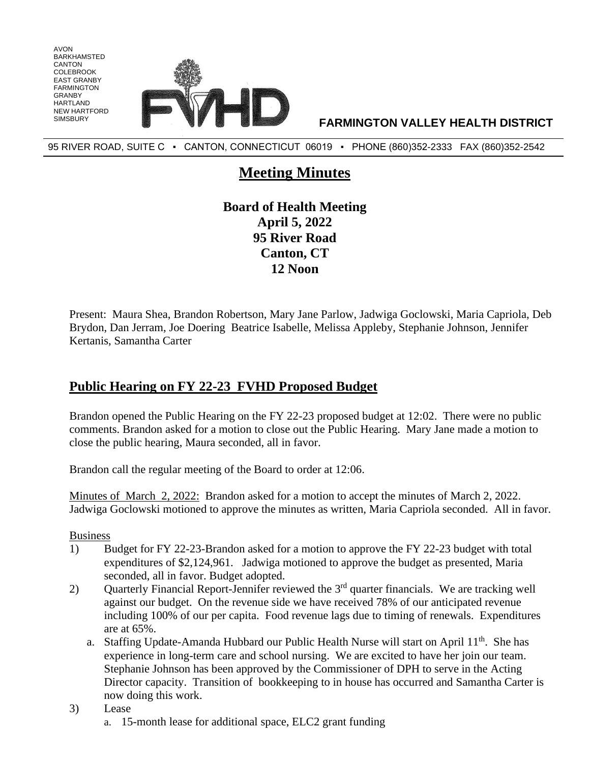AVON
BARKHAMSTED
CANTON
COLEBROOK
EAST GRANBY
FARMINGTON
GRANBY
HARTLAND
NEW HARTFORD
SIMSBURY

**FARMINGTON VALLEY HEALTH DISTRICT**

95 RIVER ROAD, SUITE C ▪ CANTON, CONNECTICUT 06019 ▪ PHONE (860)352-2333 FAX (860)352-2542

# Meeting Minutes

**Board of Health Meeting**
**April 5, 2022**
**95 River Road**
**Canton, CT**
**12 Noon**

Present: Maura Shea, Brandon Robertson, Mary Jane Parlow, Jadwiga Goclowski, Maria Capriola, Deb Brydon, Dan Jerram, Joe Doering Beatrice Isabelle, Melissa Appleby, Stephanie Johnson, Jennifer Kertanis, Samantha Carter

## Public Hearing on FY 22-23 FVHD Proposed Budget

Brandon opened the Public Hearing on the FY 22-23 proposed budget at 12:02. There were no public comments. Brandon asked for a motion to close out the Public Hearing. Mary Jane made a motion to close the public hearing, Maura seconded, all in favor.

Brandon call the regular meeting of the Board to order at 12:06.

Minutes of March 2, 2022: Brandon asked for a motion to accept the minutes of March 2, 2022. Jadwiga Goclowski motioned to approve the minutes as written, Maria Capriola seconded. All in favor.

Business

1) Budget for FY 22-23-Brandon asked for a motion to approve the FY 22-23 budget with total expenditures of $2,124,961. Jadwiga motioned to approve the budget as presented, Maria seconded, all in favor. Budget adopted.
2) Quarterly Financial Report-Jennifer reviewed the 3rd quarter financials. We are tracking well against our budget. On the revenue side we have received 78% of our anticipated revenue including 100% of our per capita. Food revenue lags due to timing of renewals. Expenditures are at 65%.
   a. Staffing Update-Amanda Hubbard our Public Health Nurse will start on April 11th. She has experience in long-term care and school nursing. We are excited to have her join our team. Stephanie Johnson has been approved by the Commissioner of DPH to serve in the Acting Director capacity. Transition of bookkeeping to in house has occurred and Samantha Carter is now doing this work.
3) Lease
   a. 15-month lease for additional space, ELC2 grant funding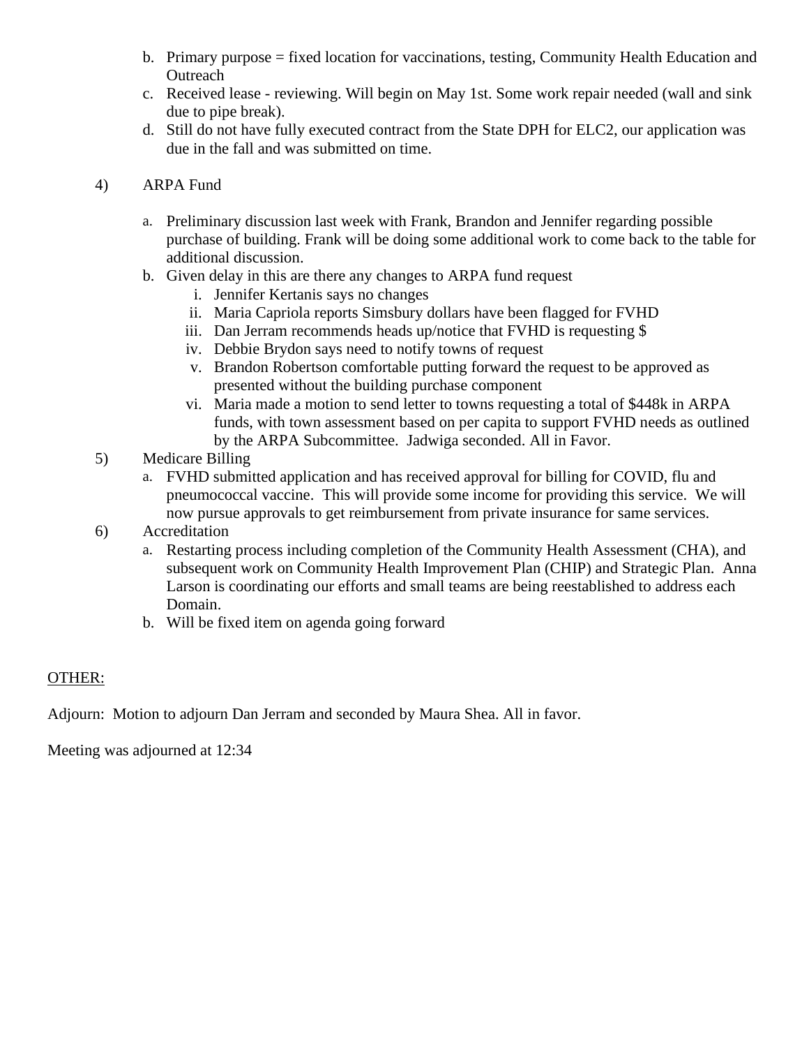b. Primary purpose = fixed location for vaccinations, testing, Community Health Education and Outreach
c. Received lease - reviewing. Will begin on May 1st. Some work repair needed (wall and sink due to pipe break).
d. Still do not have fully executed contract from the State DPH for ELC2, our application was due in the fall and was submitted on time.

4) ARPA Fund

a. Preliminary discussion last week with Frank, Brandon and Jennifer regarding possible purchase of building. Frank will be doing some additional work to come back to the table for additional discussion.
b. Given delay in this are there any changes to ARPA fund request
    i. Jennifer Kertanis says no changes
    ii. Maria Capriola reports Simsbury dollars have been flagged for FVHD
    iii. Dan Jerram recommends heads up/notice that FVHD is requesting $
    iv. Debbie Brydon says need to notify towns of request
    v. Brandon Robertson comfortable putting forward the request to be approved as presented without the building purchase component
    vi. Maria made a motion to send letter to towns requesting a total of $448k in ARPA funds, with town assessment based on per capita to support FVHD needs as outlined by the ARPA Subcommittee. Jadwiga seconded. All in Favor.

5) Medicare Billing
a. FVHD submitted application and has received approval for billing for COVID, flu and pneumococcal vaccine. This will provide some income for providing this service. We will now pursue approvals to get reimbursement from private insurance for same services.

6) Accreditation
a. Restarting process including completion of the Community Health Assessment (CHA), and subsequent work on Community Health Improvement Plan (CHIP) and Strategic Plan. Anna Larson is coordinating our efforts and small teams are being reestablished to address each Domain.
b. Will be fixed item on agenda going forward

OTHER:

Adjourn: Motion to adjourn Dan Jerram and seconded by Maura Shea. All in favor.

Meeting was adjourned at 12:34